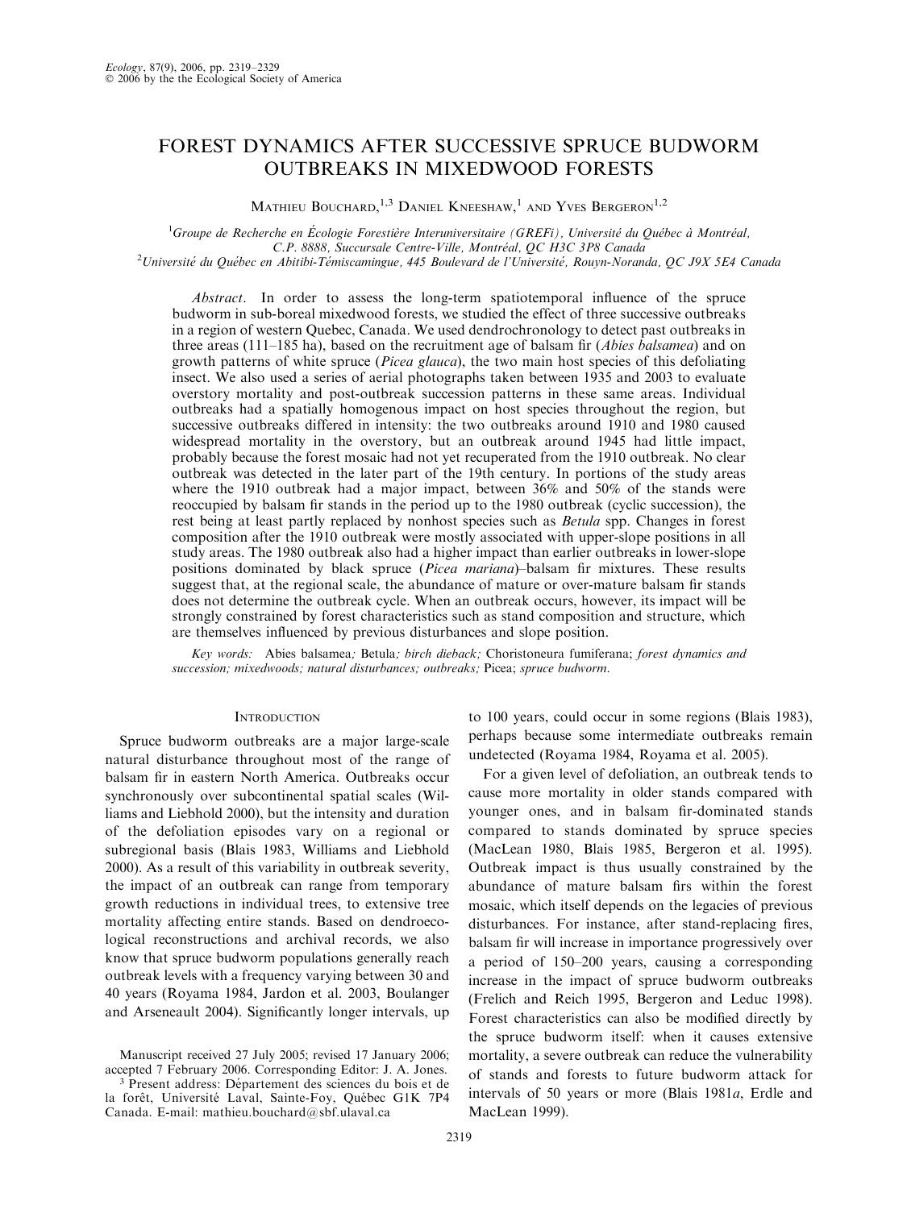# FOREST DYNAMICS AFTER SUCCESSIVE SPRUCE BUDWORM OUTBREAKS IN MIXEDWOOD FORESTS

Mathieu Bouchard,[1,3] Daniel Kneeshaw,[1] and Yves Bergeron[1,2]

[1]Groupe de Recherche en Écologie Forestière Interuniversitaire (GREFi), Université du Québec à Montréal, C.P. 8888, Succursale Centre-Ville, Montréal, QC H3C 3P8 Canada

[2]Université du Québec en Abitibi-Témiscamingue, 445 Boulevard de l'Université, Rouyn-Noranda, QC J9X 5E4 Canada

*Abstract*. In order to assess the long-term spatiotemporal influence of the spruce budworm in sub-boreal mixedwood forests, we studied the effect of three successive outbreaks in a region of western Quebec, Canada. We used dendrochronology to detect past outbreaks in three areas (111–185 ha), based on the recruitment age of balsam fir (*Abies balsamea*) and on growth patterns of white spruce (*Picea glauca*), the two main host species of this defoliating insect. We also used a series of aerial photographs taken between 1935 and 2003 to evaluate overstory mortality and post-outbreak succession patterns in these same areas. Individual outbreaks had a spatially homogenous impact on host species throughout the region, but successive outbreaks differed in intensity: the two outbreaks around 1910 and 1980 caused widespread mortality in the overstory, but an outbreak around 1945 had little impact, probably because the forest mosaic had not yet recuperated from the 1910 outbreak. No clear outbreak was detected in the later part of the 19th century. In portions of the study areas where the 1910 outbreak had a major impact, between 36% and 50% of the stands were reoccupied by balsam fir stands in the period up to the 1980 outbreak (cyclic succession), the rest being at least partly replaced by nonhost species such as *Betula* spp. Changes in forest composition after the 1910 outbreak were mostly associated with upper-slope positions in all study areas. The 1980 outbreak also had a higher impact than earlier outbreaks in lower-slope positions dominated by black spruce (*Picea mariana*)–balsam fir mixtures. These results suggest that, at the regional scale, the abundance of mature or over-mature balsam fir stands does not determine the outbreak cycle. When an outbreak occurs, however, its impact will be strongly constrained by forest characteristics such as stand composition and structure, which are themselves influenced by previous disturbances and slope position.

*Key words*: *Abies balsamea; Betula; birch dieback; Choristoneura fumiferana; forest dynamics and succession; mixedwoods; natural disturbances; outbreaks; Picea; spruce budworm.*

## Introduction

Spruce budworm outbreaks are a major large-scale natural disturbance throughout most of the range of balsam fir in eastern North America. Outbreaks occur synchronously over subcontinental spatial scales (Williams and Liebhold 2000), but the intensity and duration of the defoliation episodes vary on a regional or subregional basis (Blais 1983, Williams and Liebhold 2000). As a result of this variability in outbreak severity, the impact of an outbreak can range from temporary growth reductions in individual trees, to extensive tree mortality affecting entire stands. Based on dendroecological reconstructions and archival records, we also know that spruce budworm populations generally reach outbreak levels with a frequency varying between 30 and 40 years (Royama 1984, Jardon et al. 2003, Boulanger and Arseneault 2004). Significantly longer intervals, up to 100 years, could occur in some regions (Blais 1983), perhaps because some intermediate outbreaks remain undetected (Royama 1984, Royama et al. 2005).

For a given level of defoliation, an outbreak tends to cause more mortality in older stands compared with younger ones, and in balsam fir-dominated stands compared to stands dominated by spruce species (MacLean 1980, Blais 1985, Bergeron et al. 1995). Outbreak impact is thus usually constrained by the abundance of mature balsam firs within the forest mosaic, which itself depends on the legacies of previous disturbances. For instance, after stand-replacing fires, balsam fir will increase in importance progressively over a period of 150–200 years, causing a corresponding increase in the impact of spruce budworm outbreaks (Frelich and Reich 1995, Bergeron and Leduc 1998). Forest characteristics can also be modified directly by the spruce budworm itself: when it causes extensive mortality, a severe outbreak can reduce the vulnerability of stands and forests to future budworm attack for intervals of 50 years or more (Blais 1981*a*, Erdle and MacLean 1999).

Manuscript received 27 July 2005; revised 17 January 2006; accepted 7 February 2006. Corresponding Editor: J. A. Jones.

[3] Present address: Département des sciences du bois et de la forêt, Université Laval, Sainte-Foy, Québec G1K 7P4 Canada. E-mail: mathieu.bouchard@sbf.ulaval.ca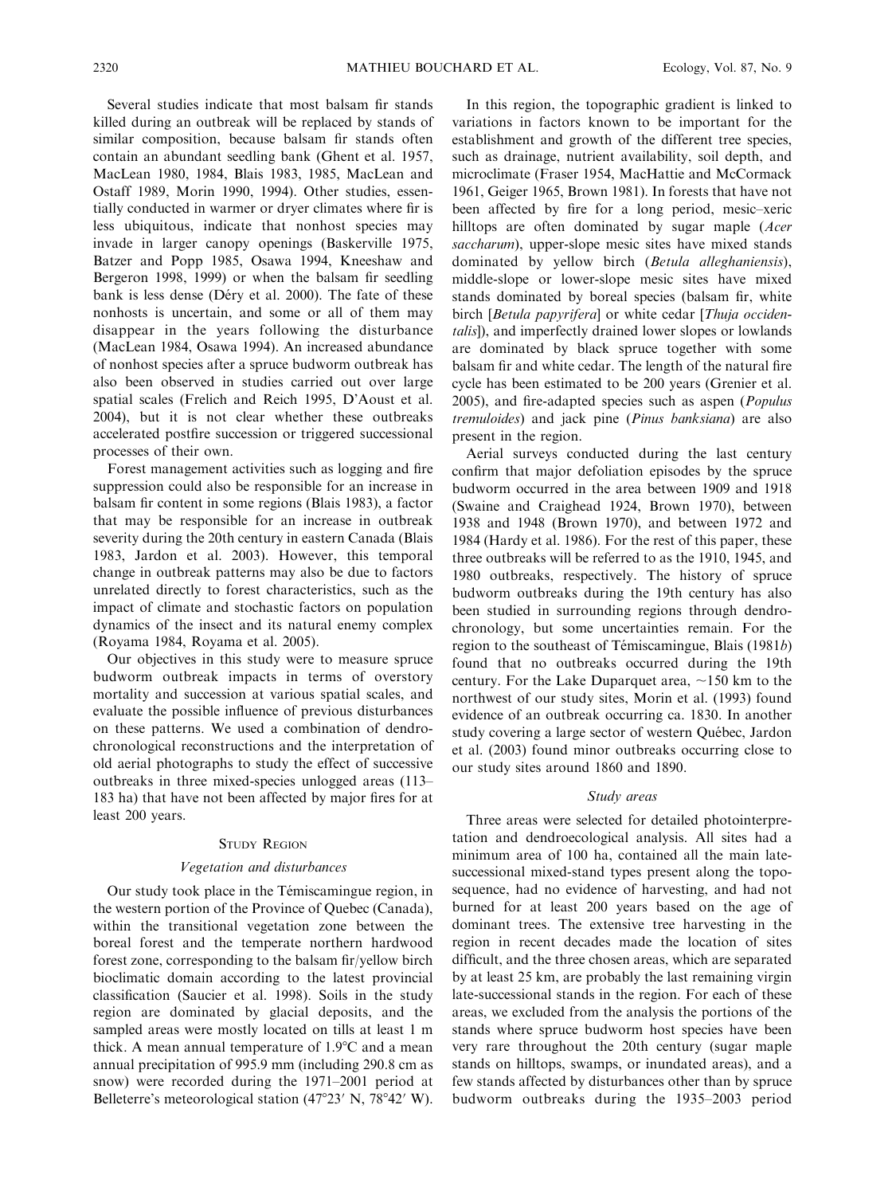Several studies indicate that most balsam fir stands killed during an outbreak will be replaced by stands of similar composition, because balsam fir stands often contain an abundant seedling bank (Ghent et al. 1957, MacLean 1980, 1984, Blais 1983, 1985, MacLean and Ostaff 1989, Morin 1990, 1994). Other studies, essentially conducted in warmer or dryer climates where fir is less ubiquitous, indicate that nonhost species may invade in larger canopy openings (Baskerville 1975, Batzer and Popp 1985, Osawa 1994, Kneeshaw and Bergeron 1998, 1999) or when the balsam fir seedling bank is less dense (Déry et al. 2000). The fate of these nonhosts is uncertain, and some or all of them may disappear in the years following the disturbance (MacLean 1984, Osawa 1994). An increased abundance of nonhost species after a spruce budworm outbreak has also been observed in studies carried out over large spatial scales (Frelich and Reich 1995, D'Aoust et al. 2004), but it is not clear whether these outbreaks accelerated postfire succession or triggered successional processes of their own.

Forest management activities such as logging and fire suppression could also be responsible for an increase in balsam fir content in some regions (Blais 1983), a factor that may be responsible for an increase in outbreak severity during the 20th century in eastern Canada (Blais 1983, Jardon et al. 2003). However, this temporal change in outbreak patterns may also be due to factors unrelated directly to forest characteristics, such as the impact of climate and stochastic factors on population dynamics of the insect and its natural enemy complex (Royama 1984, Royama et al. 2005).

Our objectives in this study were to measure spruce budworm outbreak impacts in terms of overstory mortality and succession at various spatial scales, and evaluate the possible influence of previous disturbances on these patterns. We used a combination of dendrochronological reconstructions and the interpretation of old aerial photographs to study the effect of successive outbreaks in three mixed-species unlogged areas (113–183 ha) that have not been affected by major fires for at least 200 years.

## Study Region

### *Vegetation and disturbances*

Our study took place in the Témiscamingue region, in the western portion of the Province of Quebec (Canada), within the transitional vegetation zone between the boreal forest and the temperate northern hardwood forest zone, corresponding to the balsam fir/yellow birch bioclimatic domain according to the latest provincial classification (Saucier et al. 1998). Soils in the study region are dominated by glacial deposits, and the sampled areas were mostly located on tills at least 1 m thick. A mean annual temperature of 1.9°C and a mean annual precipitation of 995.9 mm (including 290.8 cm as snow) were recorded during the 1971–2001 period at Belleterre's meteorological station (47°23′ N, 78°42′ W).

In this region, the topographic gradient is linked to variations in factors known to be important for the establishment and growth of the different tree species, such as drainage, nutrient availability, soil depth, and microclimate (Fraser 1954, MacHattie and McCormack 1961, Geiger 1965, Brown 1981). In forests that have not been affected by fire for a long period, mesic–xeric hilltops are often dominated by sugar maple (*Acer saccharum*), upper-slope mesic sites have mixed stands dominated by yellow birch (*Betula alleghaniensis*), middle-slope or lower-slope mesic sites have mixed stands dominated by boreal species (balsam fir, white birch [*Betula papyrifera*] or white cedar [*Thuja occidentalis*]), and imperfectly drained lower slopes or lowlands are dominated by black spruce together with some balsam fir and white cedar. The length of the natural fire cycle has been estimated to be 200 years (Grenier et al. 2005), and fire-adapted species such as aspen (*Populus tremuloides*) and jack pine (*Pinus banksiana*) are also present in the region.

Aerial surveys conducted during the last century confirm that major defoliation episodes by the spruce budworm occurred in the area between 1909 and 1918 (Swaine and Craighead 1924, Brown 1970), between 1938 and 1948 (Brown 1970), and between 1972 and 1984 (Hardy et al. 1986). For the rest of this paper, these three outbreaks will be referred to as the 1910, 1945, and 1980 outbreaks, respectively. The history of spruce budworm outbreaks during the 19th century has also been studied in surrounding regions through dendrochronology, but some uncertainties remain. For the region to the southeast of Témiscamingue, Blais (1981*b*) found that no outbreaks occurred during the 19th century. For the Lake Duparquet area, ~150 km to the northwest of our study sites, Morin et al. (1993) found evidence of an outbreak occurring ca. 1830. In another study covering a large sector of western Québec, Jardon et al. (2003) found minor outbreaks occurring close to our study sites around 1860 and 1890.

### *Study areas*

Three areas were selected for detailed photointerpretation and dendroecological analysis. All sites had a minimum area of 100 ha, contained all the main late-successional mixed-stand types present along the toposequence, had no evidence of harvesting, and had not burned for at least 200 years based on the age of dominant trees. The extensive tree harvesting in the region in recent decades made the location of sites difficult, and the three chosen areas, which are separated by at least 25 km, are probably the last remaining virgin late-successional stands in the region. For each of these areas, we excluded from the analysis the portions of the stands where spruce budworm host species have been very rare throughout the 20th century (sugar maple stands on hilltops, swamps, or inundated areas), and a few stands affected by disturbances other than by spruce budworm outbreaks during the 1935–2003 period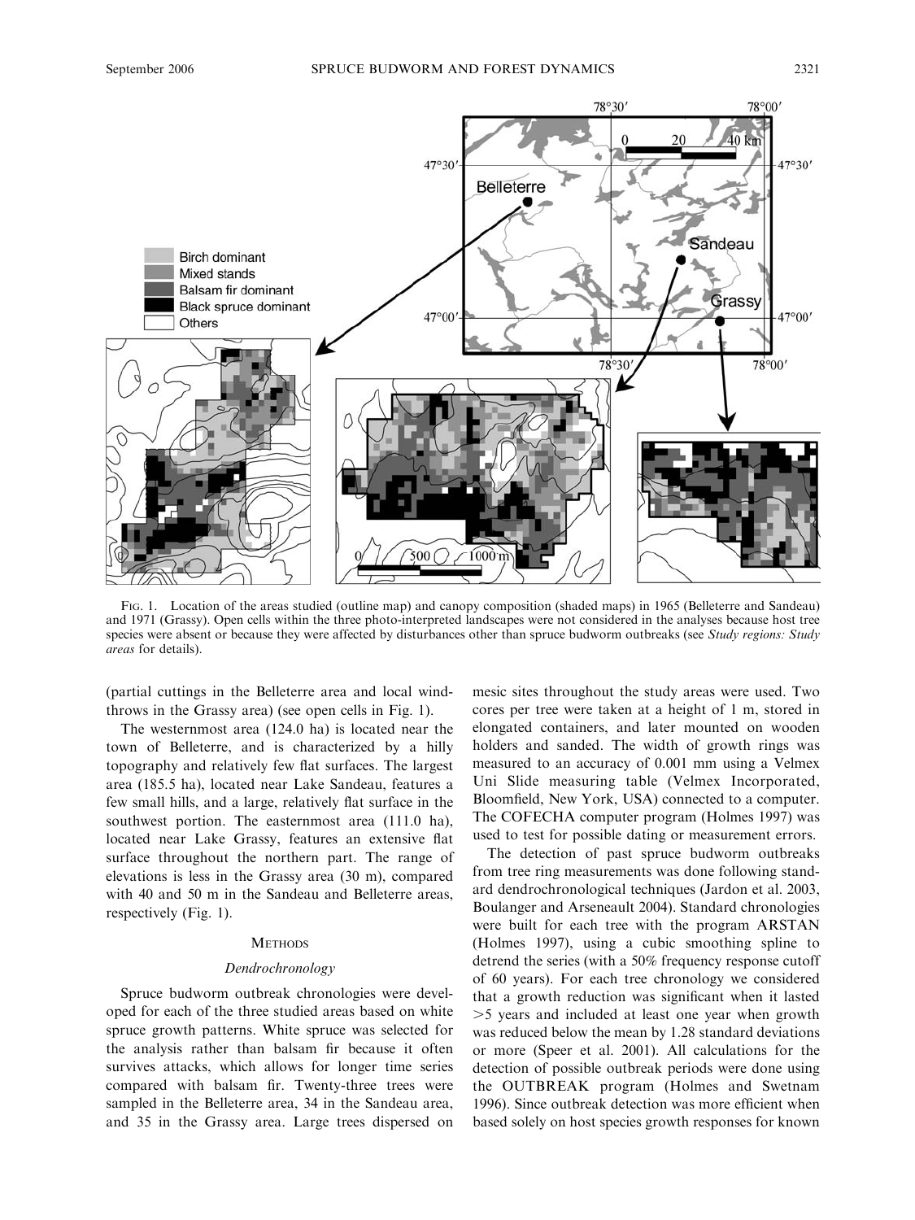FIG. 1. Location of the areas studied (outline map) and canopy composition (shaded maps) in 1965 (Belleterre and Sandeau) and 1971 (Grassy). Open cells within the three photo-interpreted landscapes were not considered in the analyses because host tree species were absent or because they were affected by disturbances other than spruce budworm outbreaks (see *Study regions: Study areas* for details).

(partial cuttings in the Belleterre area and local windthrows in the Grassy area) (see open cells in Fig. 1).

The westernmost area (124.0 ha) is located near the town of Belleterre, and is characterized by a hilly topography and relatively few flat surfaces. The largest area (185.5 ha), located near Lake Sandeau, features a few small hills, and a large, relatively flat surface in the southwest portion. The easternmost area (111.0 ha), located near Lake Grassy, features an extensive flat surface throughout the northern part. The range of elevations is less in the Grassy area (30 m), compared with 40 and 50 m in the Sandeau and Belleterre areas, respectively (Fig. 1).

## METHODS

### *Dendrochronology*

Spruce budworm outbreak chronologies were developed for each of the three studied areas based on white spruce growth patterns. White spruce was selected for the analysis rather than balsam fir because it often survives attacks, which allows for longer time series compared with balsam fir. Twenty-three trees were sampled in the Belleterre area, 34 in the Sandeau area, and 35 in the Grassy area. Large trees dispersed on mesic sites throughout the study areas were used. Two cores per tree were taken at a height of 1 m, stored in elongated containers, and later mounted on wooden holders and sanded. The width of growth rings was measured to an accuracy of 0.001 mm using a Velmex Uni Slide measuring table (Velmex Incorporated, Bloomfield, New York, USA) connected to a computer. The COFECHA computer program (Holmes 1997) was used to test for possible dating or measurement errors.

The detection of past spruce budworm outbreaks from tree ring measurements was done following standard dendrochronological techniques (Jardon et al. 2003, Boulanger and Arseneault 2004). Standard chronologies were built for each tree with the program ARSTAN (Holmes 1997), using a cubic smoothing spline to detrend the series (with a 50% frequency response cutoff of 60 years). For each tree chronology we considered that a growth reduction was significant when it lasted $>5$ years and included at least one year when growth was reduced below the mean by 1.28 standard deviations or more (Speer et al. 2001). All calculations for the detection of possible outbreak periods were done using the OUTBREAK program (Holmes and Swetnam 1996). Since outbreak detection was more efficient when based solely on host species growth responses for known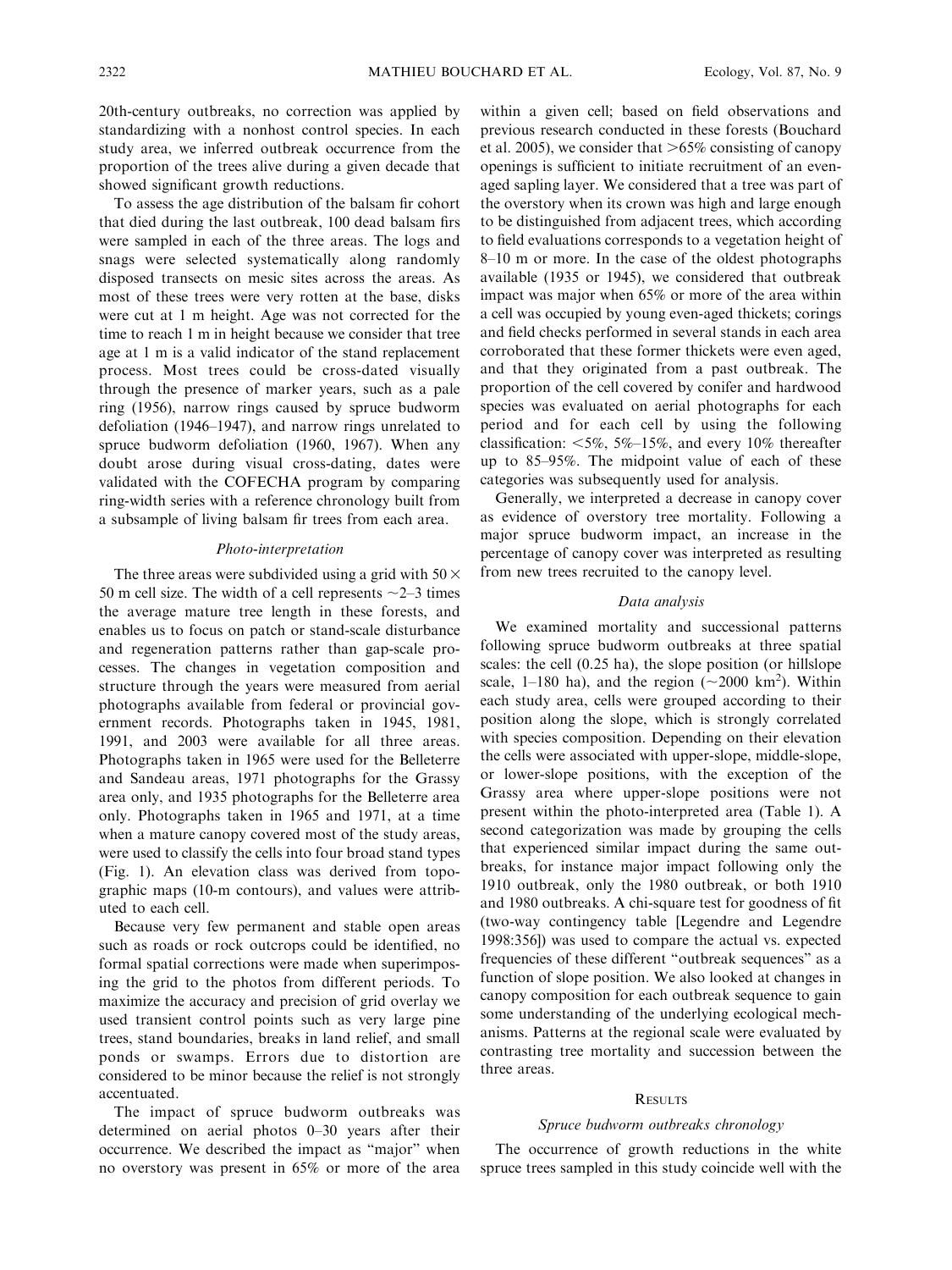20th-century outbreaks, no correction was applied by standardizing with a nonhost control species. In each study area, we inferred outbreak occurrence from the proportion of the trees alive during a given decade that showed significant growth reductions.

To assess the age distribution of the balsam fir cohort that died during the last outbreak, 100 dead balsam firs were sampled in each of the three areas. The logs and snags were selected systematically along randomly disposed transects on mesic sites across the areas. As most of these trees were very rotten at the base, disks were cut at 1 m height. Age was not corrected for the time to reach 1 m in height because we consider that tree age at 1 m is a valid indicator of the stand replacement process. Most trees could be cross-dated visually through the presence of marker years, such as a pale ring (1956), narrow rings caused by spruce budworm defoliation (1946–1947), and narrow rings unrelated to spruce budworm defoliation (1960, 1967). When any doubt arose during visual cross-dating, dates were validated with the COFECHA program by comparing ring-width series with a reference chronology built from a subsample of living balsam fir trees from each area.

### *Photo-interpretation*

The three areas were subdivided using a grid with 50 × 50 m cell size. The width of a cell represents ~2–3 times the average mature tree length in these forests, and enables us to focus on patch or stand-scale disturbance and regeneration patterns rather than gap-scale processes. The changes in vegetation composition and structure through the years were measured from aerial photographs available from federal or provincial government records. Photographs taken in 1945, 1981, 1991, and 2003 were available for all three areas. Photographs taken in 1965 were used for the Belleterre and Sandeau areas, 1971 photographs for the Grassy area only, and 1935 photographs for the Belleterre area only. Photographs taken in 1965 and 1971, at a time when a mature canopy covered most of the study areas, were used to classify the cells into four broad stand types (Fig. 1). An elevation class was derived from topographic maps (10-m contours), and values were attributed to each cell.

Because very few permanent and stable open areas such as roads or rock outcrops could be identified, no formal spatial corrections were made when superimposing the grid to the photos from different periods. To maximize the accuracy and precision of grid overlay we used transient control points such as very large pine trees, stand boundaries, breaks in land relief, and small ponds or swamps. Errors due to distortion are considered to be minor because the relief is not strongly accentuated.

The impact of spruce budworm outbreaks was determined on aerial photos 0–30 years after their occurrence. We described the impact as "major" when no overstory was present in 65% or more of the area within a given cell; based on field observations and previous research conducted in these forests (Bouchard et al. 2005), we consider that >65% consisting of canopy openings is sufficient to initiate recruitment of an even-aged sapling layer. We considered that a tree was part of the overstory when its crown was high and large enough to be distinguished from adjacent trees, which according to field evaluations corresponds to a vegetation height of 8–10 m or more. In the case of the oldest photographs available (1935 or 1945), we considered that outbreak impact was major when 65% or more of the area within a cell was occupied by young even-aged thickets; corings and field checks performed in several stands in each area corroborated that these former thickets were even aged, and that they originated from a past outbreak. The proportion of the cell covered by conifer and hardwood species was evaluated on aerial photographs for each period and for each cell by using the following classification: <5%, 5%–15%, and every 10% thereafter up to 85–95%. The midpoint value of each of these categories was subsequently used for analysis.

Generally, we interpreted a decrease in canopy cover as evidence of overstory tree mortality. Following a major spruce budworm impact, an increase in the percentage of canopy cover was interpreted as resulting from new trees recruited to the canopy level.

### *Data analysis*

We examined mortality and successional patterns following spruce budworm outbreaks at three spatial scales: the cell (0.25 ha), the slope position (or hillslope scale, 1–180 ha), and the region (~2000 $km^2$). Within each study area, cells were grouped according to their position along the slope, which is strongly correlated with species composition. Depending on their elevation the cells were associated with upper-slope, middle-slope, or lower-slope positions, with the exception of the Grassy area where upper-slope positions were not present within the photo-interpreted area (Table 1). A second categorization was made by grouping the cells that experienced similar impact during the same outbreaks, for instance major impact following only the 1910 outbreak, only the 1980 outbreak, or both 1910 and 1980 outbreaks. A chi-square test for goodness of fit (two-way contingency table [Legendre and Legendre 1998:356]) was used to compare the actual vs. expected frequencies of these different "outbreak sequences" as a function of slope position. We also looked at changes in canopy composition for each outbreak sequence to gain some understanding of the underlying ecological mechanisms. Patterns at the regional scale were evaluated by contrasting tree mortality and succession between the three areas.

## Results

### *Spruce budworm outbreaks chronology*

The occurrence of growth reductions in the white spruce trees sampled in this study coincide well with the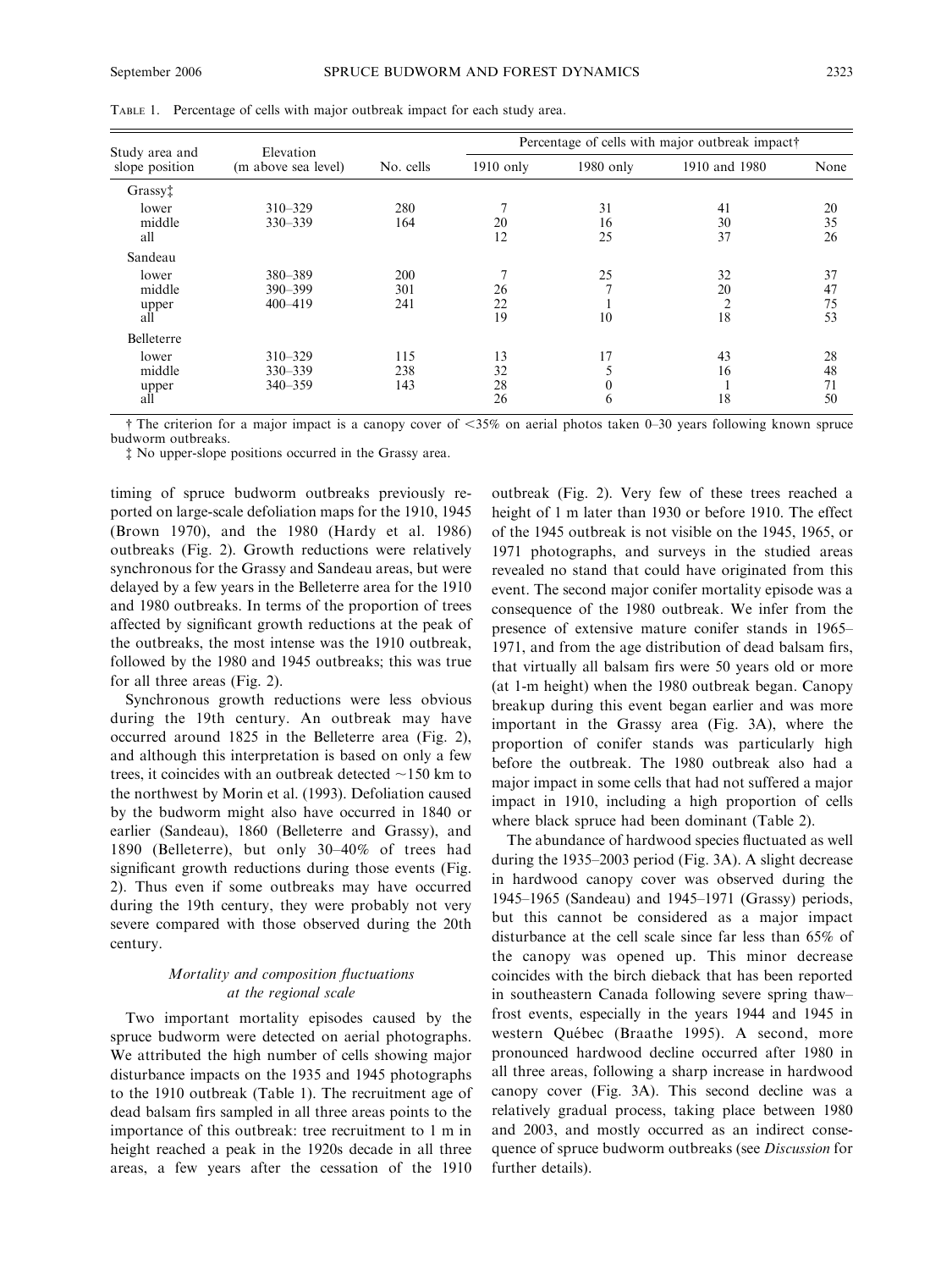TABLE 1. Percentage of cells with major outbreak impact for each study area.

| Study area and slope position | Elevation (m above sea level) | No. cells | Percentage of cells with major outbreak impact† | | | |
|---|---|---|---|---|---|---|
| | | | 1910 only | 1980 only | 1910 and 1980 | None |
| Grassy‡ | | | | | | |
| lower | 310–329 | 280 | 7 | 31 | 41 | 20 |
| middle | 330–339 | 164 | 20 | 16 | 30 | 35 |
| all | | | 12 | 25 | 37 | 26 |
| Sandeau | | | | | | |
| lower | 380–389 | 200 | 7 | 25 | 32 | 37 |
| middle | 390–399 | 301 | 26 | 7 | 20 | 47 |
| upper | 400–419 | 241 | 22 | 1 | 2 | 75 |
| all | | | 19 | 10 | 18 | 53 |
| Belleterre | | | | | | |
| lower | 310–329 | 115 | 13 | 17 | 43 | 28 |
| middle | 330–339 | 238 | 32 | 5 | 16 | 48 |
| upper | 340–359 | 143 | 28 | 0 | 1 | 71 |
| all | | | 26 | 6 | 18 | 50 |

† The criterion for a major impact is a canopy cover of <35% on aerial photos taken 0–30 years following known spruce budworm outbreaks.
‡ No upper-slope positions occurred in the Grassy area.

timing of spruce budworm outbreaks previously reported on large-scale defoliation maps for the 1910, 1945 (Brown 1970), and the 1980 (Hardy et al. 1986) outbreaks (Fig. 2). Growth reductions were relatively synchronous for the Grassy and Sandeau areas, but were delayed by a few years in the Belleterre area for the 1910 and 1980 outbreaks. In terms of the proportion of trees affected by significant growth reductions at the peak of the outbreaks, the most intense was the 1910 outbreak, followed by the 1980 and 1945 outbreaks; this was true for all three areas (Fig. 2).

Synchronous growth reductions were less obvious during the 19th century. An outbreak may have occurred around 1825 in the Belleterre area (Fig. 2), and although this interpretation is based on only a few trees, it coincides with an outbreak detected ~150 km to the northwest by Morin et al. (1993). Defoliation caused by the budworm might also have occurred in 1840 or earlier (Sandeau), 1860 (Belleterre and Grassy), and 1890 (Belleterre), but only 30–40% of trees had significant growth reductions during those events (Fig. 2). Thus even if some outbreaks may have occurred during the 19th century, they were probably not very severe compared with those observed during the 20th century.

### *Mortality and composition fluctuations at the regional scale*

Two important mortality episodes caused by the spruce budworm were detected on aerial photographs. We attributed the high number of cells showing major disturbance impacts on the 1935 and 1945 photographs to the 1910 outbreak (Table 1). The recruitment age of dead balsam firs sampled in all three areas points to the importance of this outbreak: tree recruitment to 1 m in height reached a peak in the 1920s decade in all three areas, a few years after the cessation of the 1910 outbreak (Fig. 2). Very few of these trees reached a height of 1 m later than 1930 or before 1910. The effect of the 1945 outbreak is not visible on the 1945, 1965, or 1971 photographs, and surveys in the studied areas revealed no stand that could have originated from this event. The second major conifer mortality episode was a consequence of the 1980 outbreak. We infer from the presence of extensive mature conifer stands in 1965–1971, and from the age distribution of dead balsam firs, that virtually all balsam firs were 50 years old or more (at 1-m height) when the 1980 outbreak began. Canopy breakup during this event began earlier and was more important in the Grassy area (Fig. 3A), where the proportion of conifer stands was particularly high before the outbreak. The 1980 outbreak also had a major impact in some cells that had not suffered a major impact in 1910, including a high proportion of cells where black spruce had been dominant (Table 2).

The abundance of hardwood species fluctuated as well during the 1935–2003 period (Fig. 3A). A slight decrease in hardwood canopy cover was observed during the 1945–1965 (Sandeau) and 1945–1971 (Grassy) periods, but this cannot be considered as a major impact disturbance at the cell scale since far less than 65% of the canopy was opened up. This minor decrease coincides with the birch dieback that has been reported in southeastern Canada following severe spring thaw–frost events, especially in the years 1944 and 1945 in western Québec (Braathe 1995). A second, more pronounced hardwood decline occurred after 1980 in all three areas, following a sharp increase in hardwood canopy cover (Fig. 3A). This second decline was a relatively gradual process, taking place between 1980 and 2003, and mostly occurred as an indirect consequence of spruce budworm outbreaks (see *Discussion* for further details).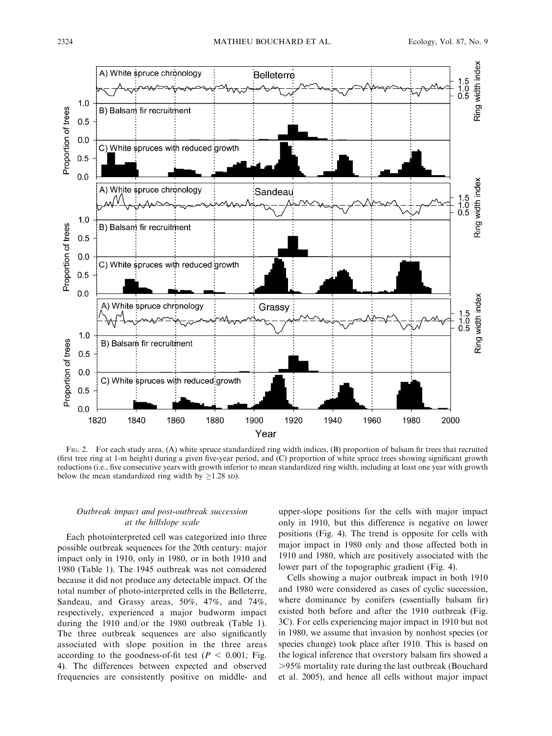FIG. 2. For each study area, (A) white spruce standardized ring width indices, (B) proportion of balsam fir trees that recruited (first tree ring at 1-m height) during a given five-year period, and (C) proportion of white spruce trees showing significant growth reductions (i.e., five consecutive years with growth inferior to mean standardized ring width, including at least one year with growth below the mean standardized ring width by $\geq$1.28 SD).

### *Outbreak impact and post-outbreak succession at the hillslope scale*

Each photointerpreted cell was categorized into three possible outbreak sequences for the 20th century: major impact only in 1910, only in 1980, or in both 1910 and 1980 (Table 1). The 1945 outbreak was not considered because it did not produce any detectable impact. Of the total number of photo-interpreted cells in the Belleterre, Sandeau, and Grassy areas, 50%, 47%, and 74%, respectively, experienced a major budworm impact during the 1910 and/or the 1980 outbreak (Table 1). The three outbreak sequences are also significantly associated with slope position in the three areas according to the goodness-of-fit test ($P < 0.001$; Fig. 4). The differences between expected and observed frequencies are consistently positive on middle- and upper-slope positions for the cells with major impact only in 1910, but this difference is negative on lower positions (Fig. 4). The trend is opposite for cells with major impact in 1980 only and those affected both in 1910 and 1980, which are positively associated with the lower part of the topographic gradient (Fig. 4).

Cells showing a major outbreak impact in both 1910 and 1980 were considered as cases of cyclic succession, where dominance by conifers (essentially balsam fir) existed both before and after the 1910 outbreak (Fig. 3C). For cells experiencing major impact in 1910 but not in 1980, we assume that invasion by nonhost species (or species change) took place after 1910. This is based on the logical inference that overstory balsam firs showed a >95% mortality rate during the last outbreak (Bouchard et al. 2005), and hence all cells without major impact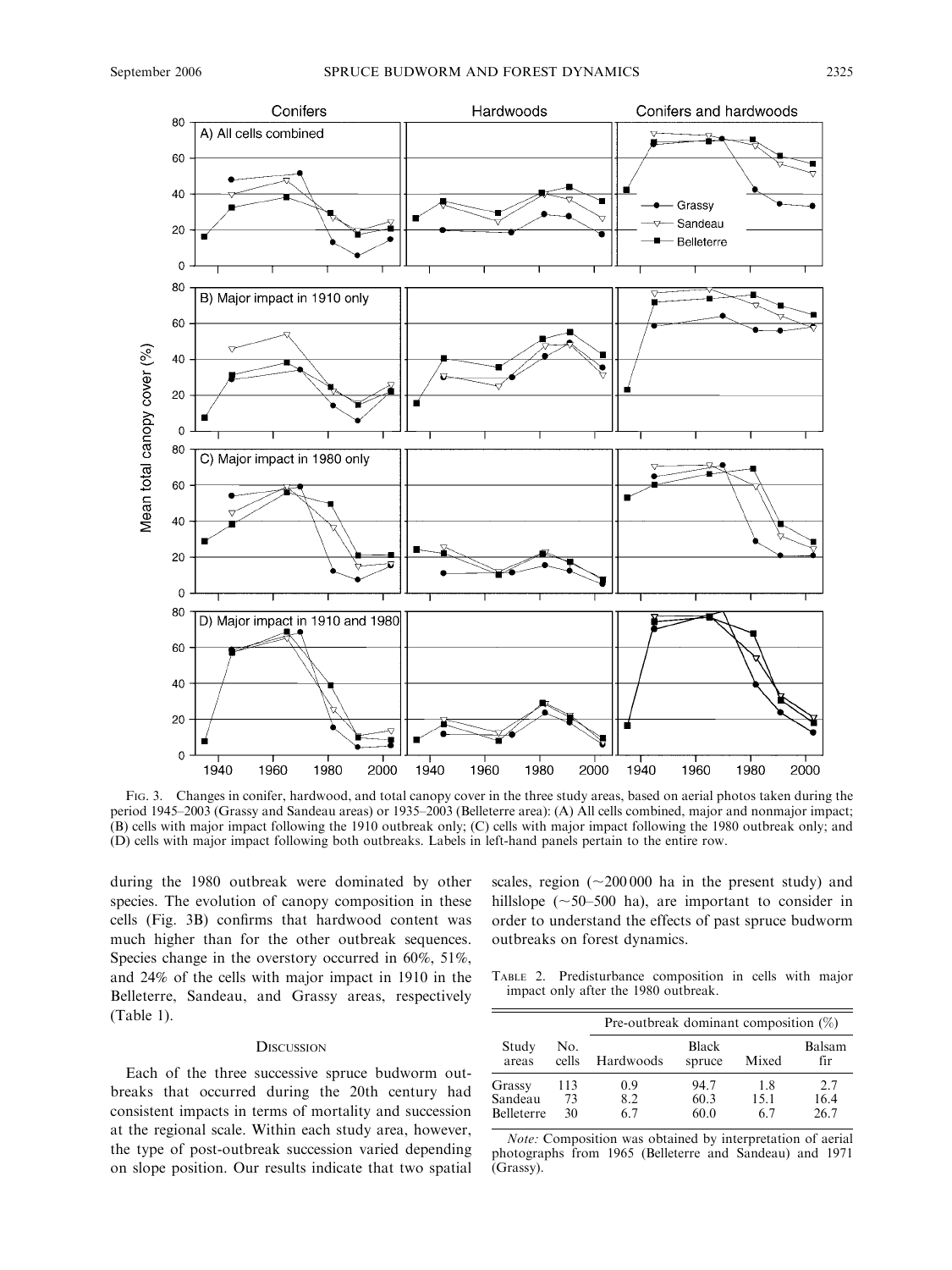FIG. 3. Changes in conifer, hardwood, and total canopy cover in the three study areas, based on aerial photos taken during the period 1945–2003 (Grassy and Sandeau areas) or 1935–2003 (Belleterre area): (A) All cells combined, major and nonmajor impact; (B) cells with major impact following the 1910 outbreak only; (C) cells with major impact following the 1980 outbreak only; and (D) cells with major impact following both outbreaks. Labels in left-hand panels pertain to the entire row.

during the 1980 outbreak were dominated by other species. The evolution of canopy composition in these cells (Fig. 3B) confirms that hardwood content was much higher than for the other outbreak sequences. Species change in the overstory occurred in 60%, 51%, and 24% of the cells with major impact in 1910 in the Belleterre, Sandeau, and Grassy areas, respectively (Table 1).

## DISCUSSION

Each of the three successive spruce budworm outbreaks that occurred during the 20th century had consistent impacts in terms of mortality and succession at the regional scale. Within each study area, however, the type of post-outbreak succession varied depending on slope position. Our results indicate that two spatial scales, region (~200 000 ha in the present study) and hillslope (~50–500 ha), are important to consider in order to understand the effects of past spruce budworm outbreaks on forest dynamics.

TABLE 2. Predisturbance composition in cells with major impact only after the 1980 outbreak.

| Study areas | No. cells | Pre-outbreak dominant composition (%) | | | |
|---|---|---|---|---|---|
| | | Hardwoods | Black spruce | Mixed | Balsam fir |
| Grassy | 113 | 0.9 | 94.7 | 1.8 | 2.7 |
| Sandeau | 73 | 8.2 | 60.3 | 15.1 | 16.4 |
| Belleterre | 30 | 6.7 | 60.0 | 6.7 | 26.7 |

*Note:* Composition was obtained by interpretation of aerial photographs from 1965 (Belleterre and Sandeau) and 1971 (Grassy).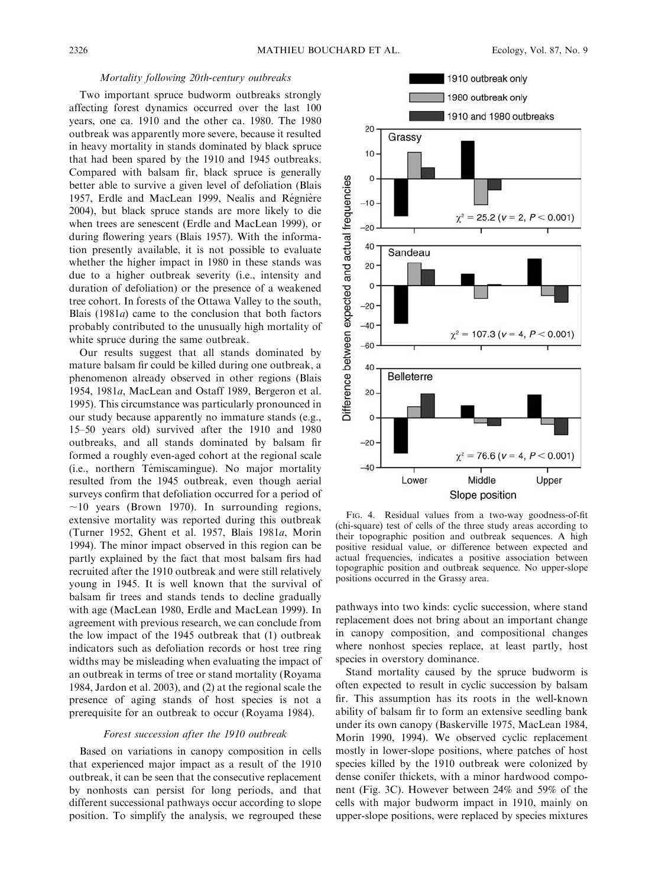### *Mortality following 20th-century outbreaks*

Two important spruce budworm outbreaks strongly affecting forest dynamics occurred over the last 100 years, one ca. 1910 and the other ca. 1980. The 1980 outbreak was apparently more severe, because it resulted in heavy mortality in stands dominated by black spruce that had been spared by the 1910 and 1945 outbreaks. Compared with balsam fir, black spruce is generally better able to survive a given level of defoliation (Blais 1957, Erdle and MacLean 1999, Nealis and Régnière 2004), but black spruce stands are more likely to die when trees are senescent (Erdle and MacLean 1999), or during flowering years (Blais 1957). With the information presently available, it is not possible to evaluate whether the higher impact in 1980 in these stands was due to a higher outbreak severity (i.e., intensity and duration of defoliation) or the presence of a weakened tree cohort. In forests of the Ottawa Valley to the south, Blais (1981*a*) came to the conclusion that both factors probably contributed to the unusually high mortality of white spruce during the same outbreak.

Our results suggest that all stands dominated by mature balsam fir could be killed during one outbreak, a phenomenon already observed in other regions (Blais 1954, 1981*a*, MacLean and Ostaff 1989, Bergeron et al. 1995). This circumstance was particularly pronounced in our study because apparently no immature stands (e.g., 15–50 years old) survived after the 1910 and 1980 outbreaks, and all stands dominated by balsam fir formed a roughly even-aged cohort at the regional scale (i.e., northern Témiscamingue). No major mortality resulted from the 1945 outbreak, even though aerial surveys confirm that defoliation occurred for a period of ~10 years (Brown 1970). In surrounding regions, extensive mortality was reported during this outbreak (Turner 1952, Ghent et al. 1957, Blais 1981*a*, Morin 1994). The minor impact observed in this region can be partly explained by the fact that most balsam firs had recruited after the 1910 outbreak and were still relatively young in 1945. It is well known that the survival of balsam fir trees and stands tends to decline gradually with age (MacLean 1980, Erdle and MacLean 1999). In agreement with previous research, we can conclude from the low impact of the 1945 outbreak that (1) outbreak indicators such as defoliation records or host tree ring widths may be misleading when evaluating the impact of an outbreak in terms of tree or stand mortality (Royama 1984, Jardon et al. 2003), and (2) at the regional scale the presence of aging stands of host species is not a prerequisite for an outbreak to occur (Royama 1984).

### *Forest succession after the 1910 outbreak*

Based on variations in canopy composition in cells that experienced major impact as a result of the 1910 outbreak, it can be seen that the consecutive replacement by nonhosts can persist for long periods, and that different successional pathways occur according to slope position. To simplify the analysis, we regrouped these pathways into two kinds: cyclic succession, where stand replacement does not bring about an important change in canopy composition, and compositional changes where nonhost species replace, at least partly, host species in overstory dominance.

Stand mortality caused by the spruce budworm is often expected to result in cyclic succession by balsam fir. This assumption has its roots in the well-known ability of balsam fir to form an extensive seedling bank under its own canopy (Baskerville 1975, MacLean 1984, Morin 1990, 1994). We observed cyclic replacement mostly in lower-slope positions, where patches of host species killed by the 1910 outbreak were colonized by dense conifer thickets, with a minor hardwood component (Fig. 3C). However between 24% and 59% of the cells with major budworm impact in 1910, mainly on upper-slope positions, were replaced by species mixtures

Fig. 4. Residual values from a two-way goodness-of-fit (chi-square) test of cells of the three study areas according to their topographic position and outbreak sequences. A high positive residual value, or difference between expected and actual frequencies, indicates a positive association between topographic position and outbreak sequence. No upper-slope positions occurred in the Grassy area.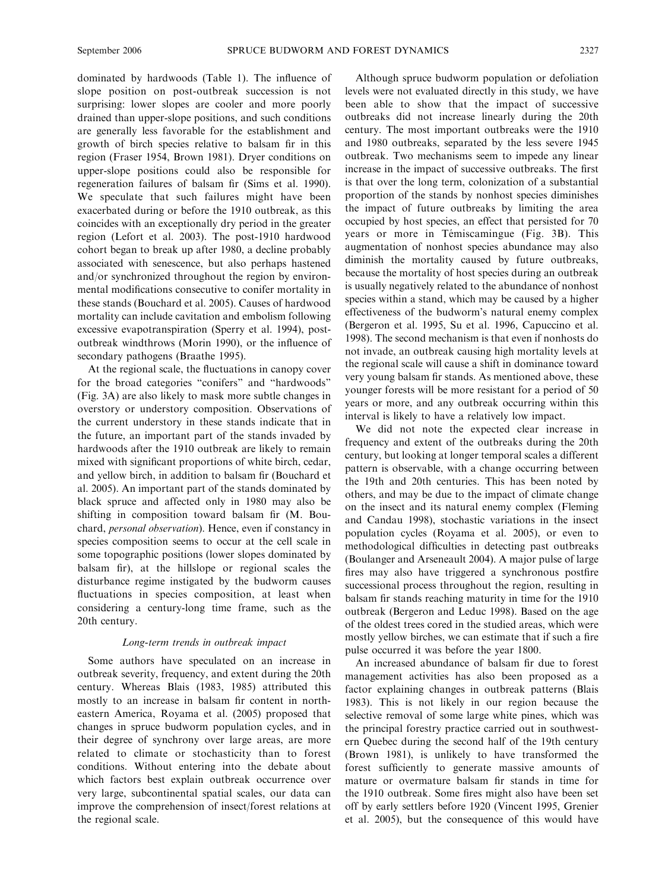dominated by hardwoods (Table 1). The influence of slope position on post-outbreak succession is not surprising: lower slopes are cooler and more poorly drained than upper-slope positions, and such conditions are generally less favorable for the establishment and growth of birch species relative to balsam fir in this region (Fraser 1954, Brown 1981). Dryer conditions on upper-slope positions could also be responsible for regeneration failures of balsam fir (Sims et al. 1990). We speculate that such failures might have been exacerbated during or before the 1910 outbreak, as this coincides with an exceptionally dry period in the greater region (Lefort et al. 2003). The post-1910 hardwood cohort began to break up after 1980, a decline probably associated with senescence, but also perhaps hastened and/or synchronized throughout the region by environmental modifications consecutive to conifer mortality in these stands (Bouchard et al. 2005). Causes of hardwood mortality can include cavitation and embolism following excessive evapotranspiration (Sperry et al. 1994), post-outbreak windthrows (Morin 1990), or the influence of secondary pathogens (Braathe 1995).

At the regional scale, the fluctuations in canopy cover for the broad categories "conifers" and "hardwoods" (Fig. 3A) are also likely to mask more subtle changes in overstory or understory composition. Observations of the current understory in these stands indicate that in the future, an important part of the stands invaded by hardwoods after the 1910 outbreak are likely to remain mixed with significant proportions of white birch, cedar, and yellow birch, in addition to balsam fir (Bouchard et al. 2005). An important part of the stands dominated by black spruce and affected only in 1980 may also be shifting in composition toward balsam fir (M. Bouchard, *personal observation*). Hence, even if constancy in species composition seems to occur at the cell scale in some topographic positions (lower slopes dominated by balsam fir), at the hillslope or regional scales the disturbance regime instigated by the budworm causes fluctuations in species composition, at least when considering a century-long time frame, such as the 20th century.

### *Long-term trends in outbreak impact*

Some authors have speculated on an increase in outbreak severity, frequency, and extent during the 20th century. Whereas Blais (1983, 1985) attributed this mostly to an increase in balsam fir content in northeastern America, Royama et al. (2005) proposed that changes in spruce budworm population cycles, and in their degree of synchrony over large areas, are more related to climate or stochasticity than to forest conditions. Without entering into the debate about which factors best explain outbreak occurrence over very large, subcontinental spatial scales, our data can improve the comprehension of insect/forest relations at the regional scale.

Although spruce budworm population or defoliation levels were not evaluated directly in this study, we have been able to show that the impact of successive outbreaks did not increase linearly during the 20th century. The most important outbreaks were the 1910 and 1980 outbreaks, separated by the less severe 1945 outbreak. Two mechanisms seem to impede any linear increase in the impact of successive outbreaks. The first is that over the long term, colonization of a substantial proportion of the stands by nonhost species diminishes the impact of future outbreaks by limiting the area occupied by host species, an effect that persisted for 70 years or more in Témiscamingue (Fig. 3B). This augmentation of nonhost species abundance may also diminish the mortality caused by future outbreaks, because the mortality of host species during an outbreak is usually negatively related to the abundance of nonhost species within a stand, which may be caused by a higher effectiveness of the budworm's natural enemy complex (Bergeron et al. 1995, Su et al. 1996, Capuccino et al. 1998). The second mechanism is that even if nonhosts do not invade, an outbreak causing high mortality levels at the regional scale will cause a shift in dominance toward very young balsam fir stands. As mentioned above, these younger forests will be more resistant for a period of 50 years or more, and any outbreak occurring within this interval is likely to have a relatively low impact.

We did not note the expected clear increase in frequency and extent of the outbreaks during the 20th century, but looking at longer temporal scales a different pattern is observable, with a change occurring between the 19th and 20th centuries. This has been noted by others, and may be due to the impact of climate change on the insect and its natural enemy complex (Fleming and Candau 1998), stochastic variations in the insect population cycles (Royama et al. 2005), or even to methodological difficulties in detecting past outbreaks (Boulanger and Arseneault 2004). A major pulse of large fires may also have triggered a synchronous postfire successional process throughout the region, resulting in balsam fir stands reaching maturity in time for the 1910 outbreak (Bergeron and Leduc 1998). Based on the age of the oldest trees cored in the studied areas, which were mostly yellow birches, we can estimate that if such a fire pulse occurred it was before the year 1800.

An increased abundance of balsam fir due to forest management activities has also been proposed as a factor explaining changes in outbreak patterns (Blais 1983). This is not likely in our region because the selective removal of some large white pines, which was the principal forestry practice carried out in southwestern Quebec during the second half of the 19th century (Brown 1981), is unlikely to have transformed the forest sufficiently to generate massive amounts of mature or overmature balsam fir stands in time for the 1910 outbreak. Some fires might also have been set off by early settlers before 1920 (Vincent 1995, Grenier et al. 2005), but the consequence of this would have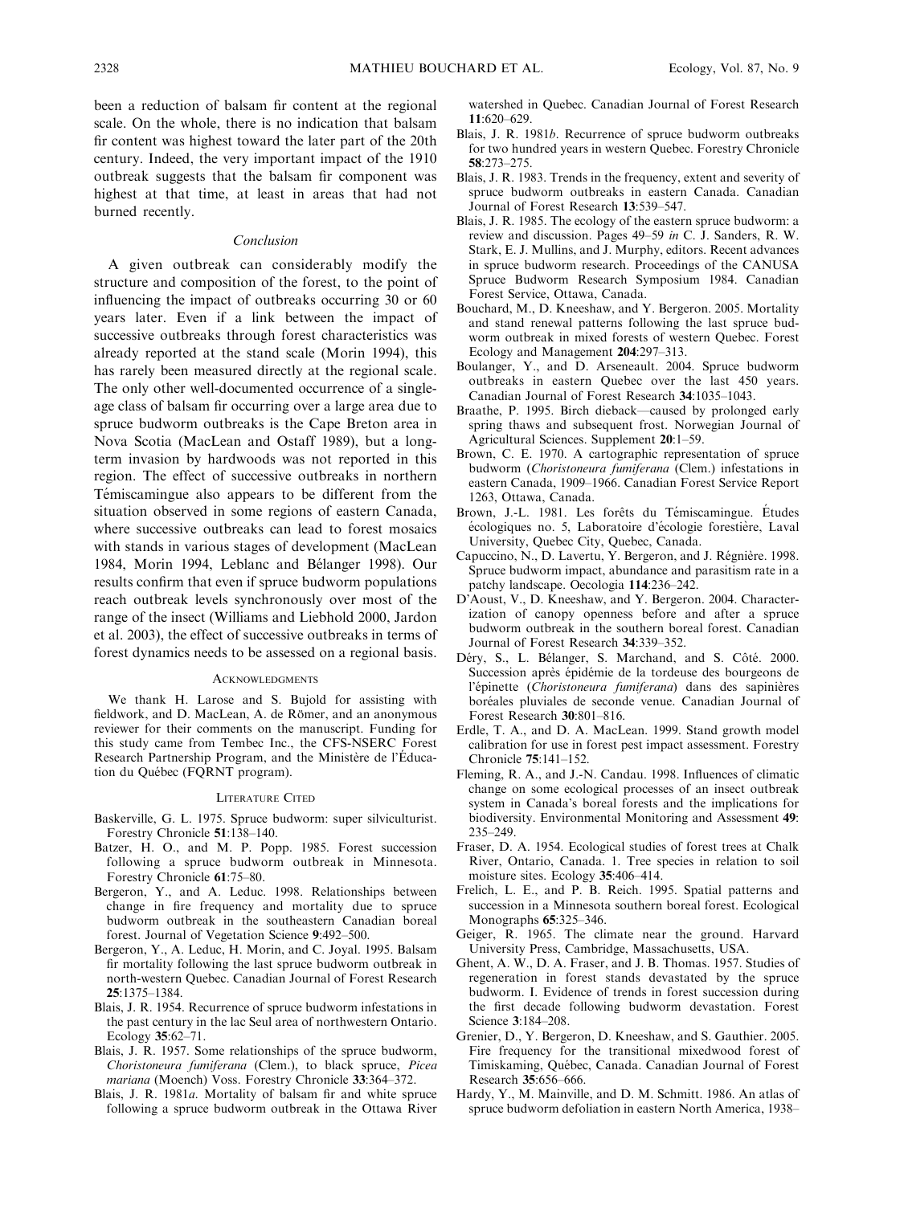been a reduction of balsam fir content at the regional scale. On the whole, there is no indication that balsam fir content was highest toward the later part of the 20th century. Indeed, the very important impact of the 1910 outbreak suggests that the balsam fir component was highest at that time, at least in areas that had not burned recently.

### *Conclusion*

A given outbreak can considerably modify the structure and composition of the forest, to the point of influencing the impact of outbreaks occurring 30 or 60 years later. Even if a link between the impact of successive outbreaks through forest characteristics was already reported at the stand scale (Morin 1994), this has rarely been measured directly at the regional scale. The only other well-documented occurrence of a single-age class of balsam fir occurring over a large area due to spruce budworm outbreaks is the Cape Breton area in Nova Scotia (MacLean and Ostaff 1989), but a long-term invasion by hardwoods was not reported in this region. The effect of successive outbreaks in northern Témiscamingue also appears to be different from the situation observed in some regions of eastern Canada, where successive outbreaks can lead to forest mosaics with stands in various stages of development (MacLean 1984, Morin 1994, Leblanc and Bélanger 1998). Our results confirm that even if spruce budworm populations reach outbreak levels synchronously over most of the range of the insect (Williams and Liebhold 2000, Jardon et al. 2003), the effect of successive outbreaks in terms of forest dynamics needs to be assessed on a regional basis.

## Acknowledgments

We thank H. Larose and S. Bujold for assisting with fieldwork, and D. MacLean, A. de Römer, and an anonymous reviewer for their comments on the manuscript. Funding for this study came from Tembec Inc., the CFS-NSERC Forest Research Partnership Program, and the Ministère de l'Éducation du Québec (FQRNT program).

## Literature Cited

Baskerville, G. L. 1975. Spruce budworm: super silviculturist. Forestry Chronicle **51**:138–140.

Batzer, H. O., and M. P. Popp. 1985. Forest succession following a spruce budworm outbreak in Minnesota. Forestry Chronicle **61**:75–80.

Bergeron, Y., and A. Leduc. 1998. Relationships between change in fire frequency and mortality due to spruce budworm outbreak in the southeastern Canadian boreal forest. Journal of Vegetation Science **9**:492–500.

Bergeron, Y., A. Leduc, H. Morin, and C. Joyal. 1995. Balsam fir mortality following the last spruce budworm outbreak in north-western Quebec. Canadian Journal of Forest Research **25**:1375–1384.

Blais, J. R. 1954. Recurrence of spruce budworm infestations in the past century in the lac Seul area of northwestern Ontario. Ecology **35**:62–71.

Blais, J. R. 1957. Some relationships of the spruce budworm, *Choristoneura fumiferana* (Clem.), to black spruce, *Picea mariana* (Moench) Voss. Forestry Chronicle **33**:364–372.

Blais, J. R. 1981*a*. Mortality of balsam fir and white spruce following a spruce budworm outbreak in the Ottawa River watershed in Quebec. Canadian Journal of Forest Research **11**:620–629.

Blais, J. R. 1981*b*. Recurrence of spruce budworm outbreaks for two hundred years in western Quebec. Forestry Chronicle **58**:273–275.

Blais, J. R. 1983. Trends in the frequency, extent and severity of spruce budworm outbreaks in eastern Canada. Canadian Journal of Forest Research **13**:539–547.

Blais, J. R. 1985. The ecology of the eastern spruce budworm: a review and discussion. Pages 49–59 *in* C. J. Sanders, R. W. Stark, E. J. Mullins, and J. Murphy, editors. Recent advances in spruce budworm research. Proceedings of the CANUSA Spruce Budworm Research Symposium 1984. Canadian Forest Service, Ottawa, Canada.

Bouchard, M., D. Kneeshaw, and Y. Bergeron. 2005. Mortality and stand renewal patterns following the last spruce budworm outbreak in mixed forests of western Quebec. Forest Ecology and Management **204**:297–313.

Boulanger, Y., and D. Arseneault. 2004. Spruce budworm outbreaks in eastern Quebec over the last 450 years. Canadian Journal of Forest Research **34**:1035–1043.

Braathe, P. 1995. Birch dieback—caused by prolonged early spring thaws and subsequent frost. Norwegian Journal of Agricultural Sciences. Supplement **20**:1–59.

Brown, C. E. 1970. A cartographic representation of spruce budworm (*Choristoneura fumiferana* (Clem.) infestations in eastern Canada, 1909–1966. Canadian Forest Service Report 1263, Ottawa, Canada.

Brown, J.-L. 1981. Les forêts du Témiscamingue. Études écologiques no. 5, Laboratoire d'écologie forestière, Laval University, Quebec City, Quebec, Canada.

Capuccino, N., D. Lavertu, Y. Bergeron, and J. Régnière. 1998. Spruce budworm impact, abundance and parasitism rate in a patchy landscape. Oecologia **114**:236–242.

D'Aoust, V., D. Kneeshaw, and Y. Bergeron. 2004. Characterization of canopy openness before and after a spruce budworm outbreak in the southern boreal forest. Canadian Journal of Forest Research **34**:339–352.

Déry, S., L. Bélanger, S. Marchand, and S. Côté. 2000. Succession après épidémie de la tordeuse des bourgeons de l'épinette (*Choristoneura fumiferana*) dans des sapinières boréales pluviales de seconde venue. Canadian Journal of Forest Research **30**:801–816.

Erdle, T. A., and D. A. MacLean. 1999. Stand growth model calibration for use in forest pest impact assessment. Forestry Chronicle **75**:141–152.

Fleming, R. A., and J.-N. Candau. 1998. Influences of climatic change on some ecological processes of an insect outbreak system in Canada's boreal forests and the implications for biodiversity. Environmental Monitoring and Assessment **49**: 235–249.

Fraser, D. A. 1954. Ecological studies of forest trees at Chalk River, Ontario, Canada. 1. Tree species in relation to soil moisture sites. Ecology **35**:406–414.

Frelich, L. E., and P. B. Reich. 1995. Spatial patterns and succession in a Minnesota southern boreal forest. Ecological Monographs **65**:325–346.

Geiger, R. 1965. The climate near the ground. Harvard University Press, Cambridge, Massachusetts, USA.

Ghent, A. W., D. A. Fraser, and J. B. Thomas. 1957. Studies of regeneration in forest stands devastated by the spruce budworm. I. Evidence of trends in forest succession during the first decade following budworm devastation. Forest Science **3**:184–208.

Grenier, D., Y. Bergeron, D. Kneeshaw, and S. Gauthier. 2005. Fire frequency for the transitional mixedwood forest of Timiskaming, Québec, Canada. Canadian Journal of Forest Research **35**:656–666.

Hardy, Y., M. Mainville, and D. M. Schmitt. 1986. An atlas of spruce budworm defoliation in eastern North America, 1938–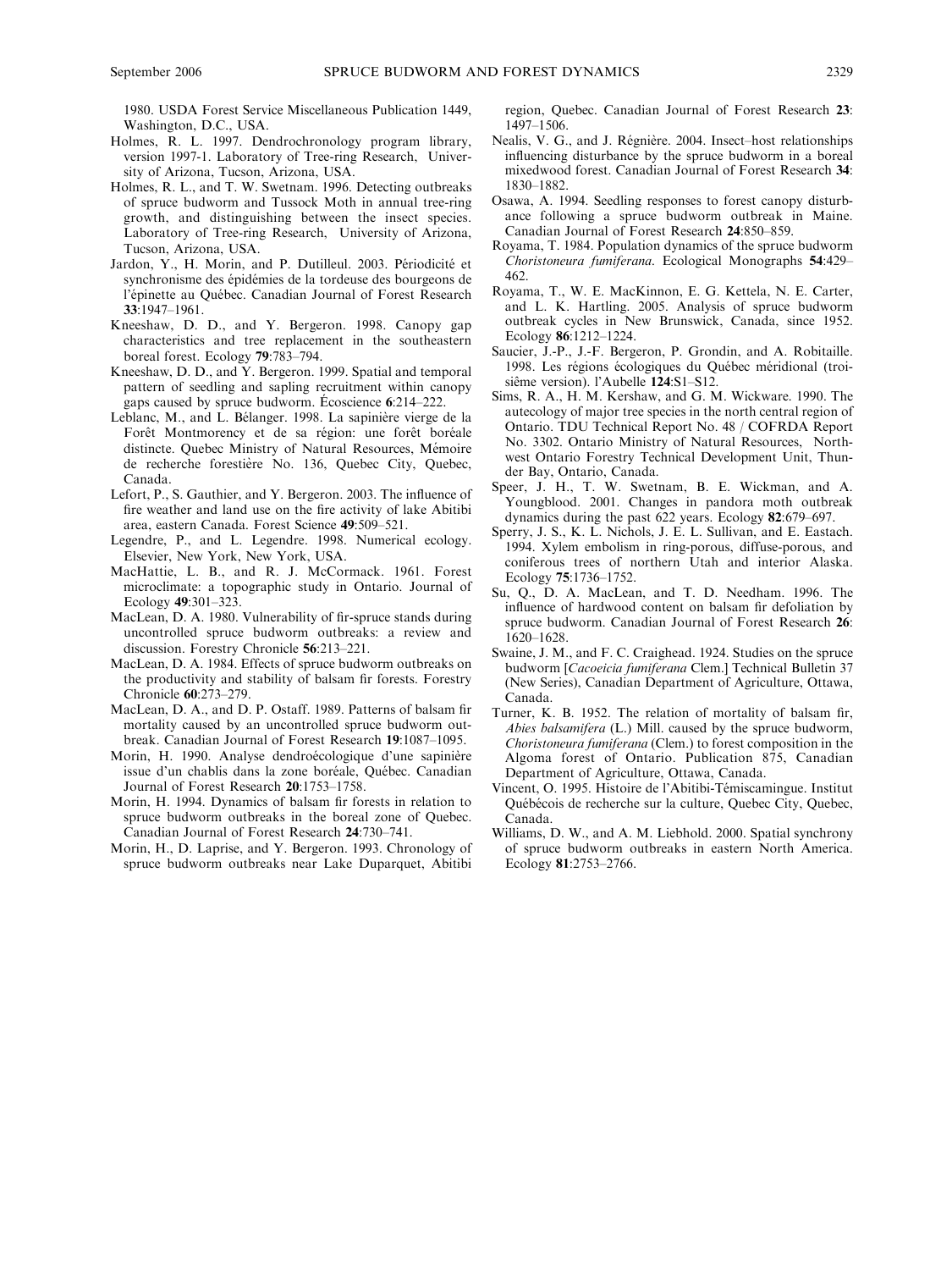1980. USDA Forest Service Miscellaneous Publication 1449, Washington, D.C., USA.

Holmes, R. L. 1997. Dendrochronology program library, version 1997-1. Laboratory of Tree-ring Research, University of Arizona, Tucson, Arizona, USA.

Holmes, R. L., and T. W. Swetnam. 1996. Detecting outbreaks of spruce budworm and Tussock Moth in annual tree-ring growth, and distinguishing between the insect species. Laboratory of Tree-ring Research, University of Arizona, Tucson, Arizona, USA.

Jardon, Y., H. Morin, and P. Dutilleul. 2003. Périodicité et synchronisme des épidémies de la tordeuse des bourgeons de l'épinette au Québec. Canadian Journal of Forest Research **33**:1947–1961.

Kneeshaw, D. D., and Y. Bergeron. 1998. Canopy gap characteristics and tree replacement in the southeastern boreal forest. Ecology **79**:783–794.

Kneeshaw, D. D., and Y. Bergeron. 1999. Spatial and temporal pattern of seedling and sapling recruitment within canopy gaps caused by spruce budworm. Écoscience **6**:214–222.

Leblanc, M., and L. Bélanger. 1998. La sapinière vierge de la Forêt Montmorency et de sa région: une forêt boréale distincte. Quebec Ministry of Natural Resources, Mémoire de recherche forestière No. 136, Quebec City, Quebec, Canada.

Lefort, P., S. Gauthier, and Y. Bergeron. 2003. The influence of fire weather and land use on the fire activity of lake Abitibi area, eastern Canada. Forest Science **49**:509–521.

Legendre, P., and L. Legendre. 1998. Numerical ecology. Elsevier, New York, New York, USA.

MacHattie, L. B., and R. J. McCormack. 1961. Forest microclimate: a topographic study in Ontario. Journal of Ecology **49**:301–323.

MacLean, D. A. 1980. Vulnerability of fir-spruce stands during uncontrolled spruce budworm outbreaks: a review and discussion. Forestry Chronicle **56**:213–221.

MacLean, D. A. 1984. Effects of spruce budworm outbreaks on the productivity and stability of balsam fir forests. Forestry Chronicle **60**:273–279.

MacLean, D. A., and D. P. Ostaff. 1989. Patterns of balsam fir mortality caused by an uncontrolled spruce budworm outbreak. Canadian Journal of Forest Research **19**:1087–1095.

Morin, H. 1990. Analyse dendroécologique d'une sapinière issue d'un chablis dans la zone boréale, Québec. Canadian Journal of Forest Research **20**:1753–1758.

Morin, H. 1994. Dynamics of balsam fir forests in relation to spruce budworm outbreaks in the boreal zone of Quebec. Canadian Journal of Forest Research **24**:730–741.

Morin, H., D. Laprise, and Y. Bergeron. 1993. Chronology of spruce budworm outbreaks near Lake Duparquet, Abitibi region, Quebec. Canadian Journal of Forest Research **23**: 1497–1506.

Nealis, V. G., and J. Régnière. 2004. Insect–host relationships influencing disturbance by the spruce budworm in a boreal mixedwood forest. Canadian Journal of Forest Research **34**: 1830–1882.

Osawa, A. 1994. Seedling responses to forest canopy disturbance following a spruce budworm outbreak in Maine. Canadian Journal of Forest Research **24**:850–859.

Royama, T. 1984. Population dynamics of the spruce budworm *Choristoneura fumiferana*. Ecological Monographs **54**:429–462.

Royama, T., W. E. MacKinnon, E. G. Kettela, N. E. Carter, and L. K. Hartling. 2005. Analysis of spruce budworm outbreak cycles in New Brunswick, Canada, since 1952. Ecology **86**:1212–1224.

Saucier, J.-P., J.-F. Bergeron, P. Grondin, and A. Robitaille. 1998. Les régions écologiques du Québec méridional (troisiême version). l'Aubelle **124**:S1–S12.

Sims, R. A., H. M. Kershaw, and G. M. Wickware. 1990. The autecology of major tree species in the north central region of Ontario. TDU Technical Report No. 48 / COFRDA Report No. 3302. Ontario Ministry of Natural Resources, Northwest Ontario Forestry Technical Development Unit, Thunder Bay, Ontario, Canada.

Speer, J. H., T. W. Swetnam, B. E. Wickman, and A. Youngblood. 2001. Changes in pandora moth outbreak dynamics during the past 622 years. Ecology **82**:679–697.

Sperry, J. S., K. L. Nichols, J. E. L. Sullivan, and E. Eastach. 1994. Xylem embolism in ring-porous, diffuse-porous, and coniferous trees of northern Utah and interior Alaska. Ecology **75**:1736–1752.

Su, Q., D. A. MacLean, and T. D. Needham. 1996. The influence of hardwood content on balsam fir defoliation by spruce budworm. Canadian Journal of Forest Research **26**: 1620–1628.

Swaine, J. M., and F. C. Craighead. 1924. Studies on the spruce budworm [*Cacoeicia fumiferana* Clem.] Technical Bulletin 37 (New Series), Canadian Department of Agriculture, Ottawa, Canada.

Turner, K. B. 1952. The relation of mortality of balsam fir, *Abies balsamifera* (L.) Mill. caused by the spruce budworm, *Choristoneura fumiferana* (Clem.) to forest composition in the Algoma forest of Ontario. Publication 875, Canadian Department of Agriculture, Ottawa, Canada.

Vincent, O. 1995. Histoire de l'Abitibi-Témiscamingue. Institut Québécois de recherche sur la culture, Quebec City, Quebec, Canada.

Williams, D. W., and A. M. Liebhold. 2000. Spatial synchrony of spruce budworm outbreaks in eastern North America. Ecology **81**:2753–2766.